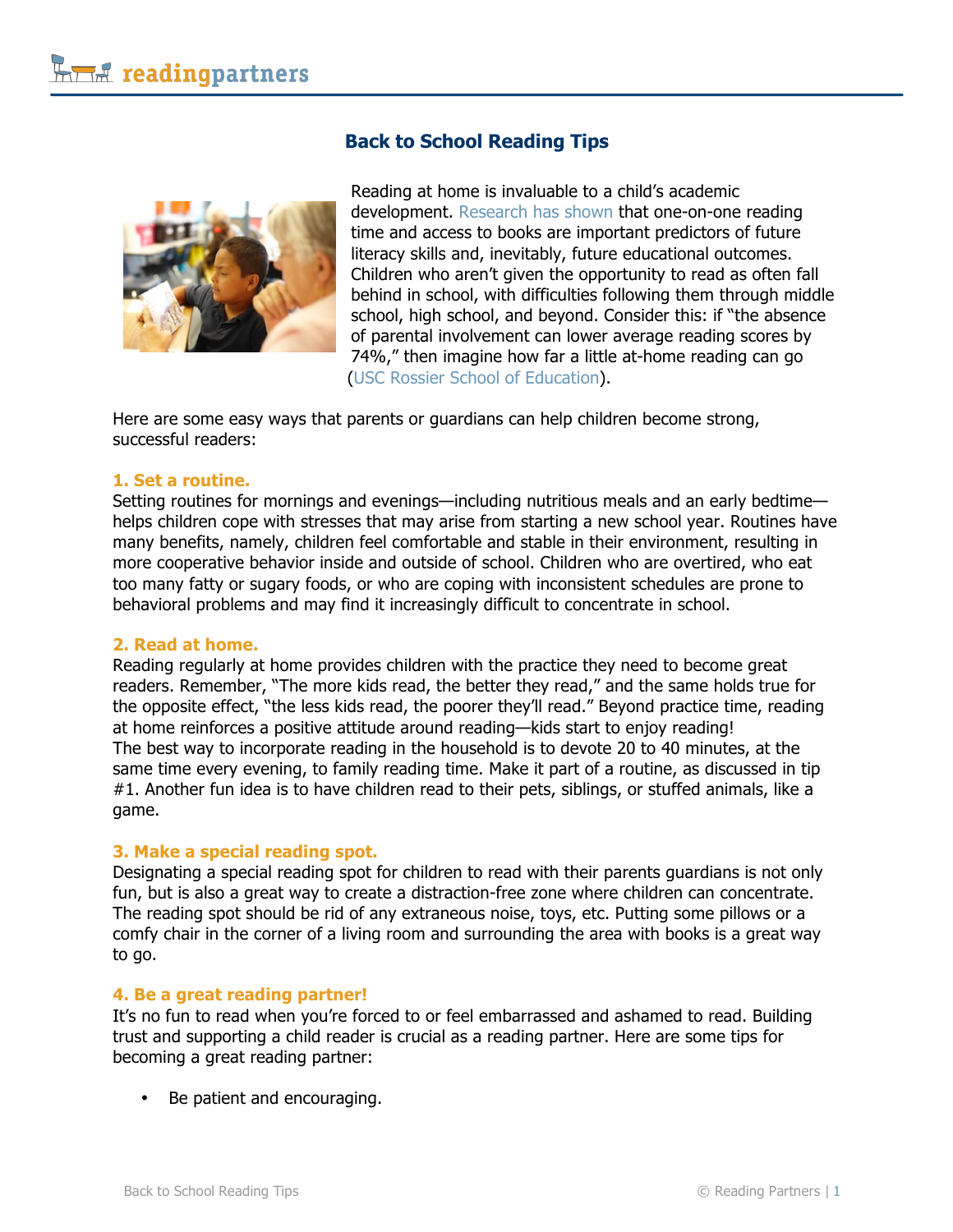# Back to School Reading Tips

Reading at home is invaluable to a child's academic development. Research has shown that one-on-one reading time and access to books are important predictors of future literacy skills and, inevitably, future educational outcomes. Children who aren't given the opportunity to read as often fall behind in school, with difficulties following them through middle school, high school, and beyond. Consider this: if "the absence of parental involvement can lower average reading scores by 74%," then imagine how far a little at-home reading can go (USC Rossier School of Education).

Here are some easy ways that parents or guardians can help children become strong, successful readers:

### 1. Set a routine.

Setting routines for mornings and evenings—including nutritious meals and an early bedtime—helps children cope with stresses that may arise from starting a new school year. Routines have many benefits, namely, children feel comfortable and stable in their environment, resulting in more cooperative behavior inside and outside of school. Children who are overtired, who eat too many fatty or sugary foods, or who are coping with inconsistent schedules are prone to behavioral problems and may find it increasingly difficult to concentrate in school.

### 2. Read at home.

Reading regularly at home provides children with the practice they need to become great readers. Remember, "The more kids read, the better they read," and the same holds true for the opposite effect, "the less kids read, the poorer they'll read." Beyond practice time, reading at home reinforces a positive attitude around reading—kids start to enjoy reading!
The best way to incorporate reading in the household is to devote 20 to 40 minutes, at the same time every evening, to family reading time. Make it part of a routine, as discussed in tip #1. Another fun idea is to have children read to their pets, siblings, or stuffed animals, like a game.

### 3. Make a special reading spot.

Designating a special reading spot for children to read with their parents guardians is not only fun, but is also a great way to create a distraction-free zone where children can concentrate. The reading spot should be rid of any extraneous noise, toys, etc. Putting some pillows or a comfy chair in the corner of a living room and surrounding the area with books is a great way to go.

### 4. Be a great reading partner!

It's no fun to read when you're forced to or feel embarrassed and ashamed to read. Building trust and supporting a child reader is crucial as a reading partner. Here are some tips for becoming a great reading partner:

- Be patient and encouraging.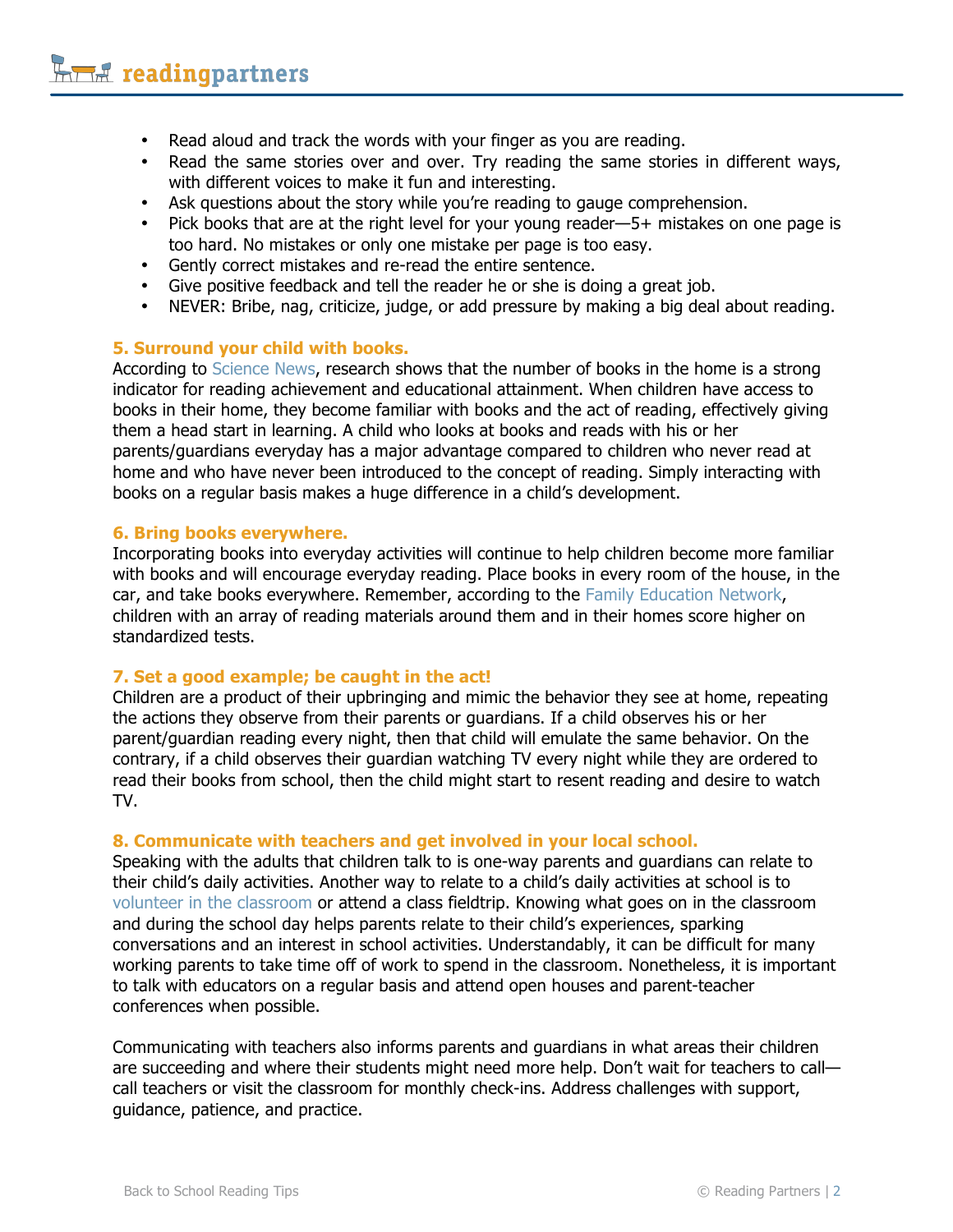- Read aloud and track the words with your finger as you are reading.
- Read the same stories over and over. Try reading the same stories in different ways, with different voices to make it fun and interesting.
- Ask questions about the story while you're reading to gauge comprehension.
- Pick books that are at the right level for your young reader—5+ mistakes on one page is too hard. No mistakes or only one mistake per page is too easy.
- Gently correct mistakes and re-read the entire sentence.
- Give positive feedback and tell the reader he or she is doing a great job.
- NEVER: Bribe, nag, criticize, judge, or add pressure by making a big deal about reading.

### 5. Surround your child with books.

According to Science News, research shows that the number of books in the home is a strong indicator for reading achievement and educational attainment. When children have access to books in their home, they become familiar with books and the act of reading, effectively giving them a head start in learning. A child who looks at books and reads with his or her parents/guardians everyday has a major advantage compared to children who never read at home and who have never been introduced to the concept of reading. Simply interacting with books on a regular basis makes a huge difference in a child's development.

### 6. Bring books everywhere.

Incorporating books into everyday activities will continue to help children become more familiar with books and will encourage everyday reading. Place books in every room of the house, in the car, and take books everywhere. Remember, according to the Family Education Network, children with an array of reading materials around them and in their homes score higher on standardized tests.

### 7. Set a good example; be caught in the act!

Children are a product of their upbringing and mimic the behavior they see at home, repeating the actions they observe from their parents or guardians. If a child observes his or her parent/guardian reading every night, then that child will emulate the same behavior. On the contrary, if a child observes their guardian watching TV every night while they are ordered to read their books from school, then the child might start to resent reading and desire to watch TV.

### 8. Communicate with teachers and get involved in your local school.

Speaking with the adults that children talk to is one-way parents and guardians can relate to their child's daily activities. Another way to relate to a child's daily activities at school is to volunteer in the classroom or attend a class fieldtrip. Knowing what goes on in the classroom and during the school day helps parents relate to their child's experiences, sparking conversations and an interest in school activities. Understandably, it can be difficult for many working parents to take time off of work to spend in the classroom. Nonetheless, it is important to talk with educators on a regular basis and attend open houses and parent-teacher conferences when possible.

Communicating with teachers also informs parents and guardians in what areas their children are succeeding and where their students might need more help. Don't wait for teachers to call—call teachers or visit the classroom for monthly check-ins. Address challenges with support, guidance, patience, and practice.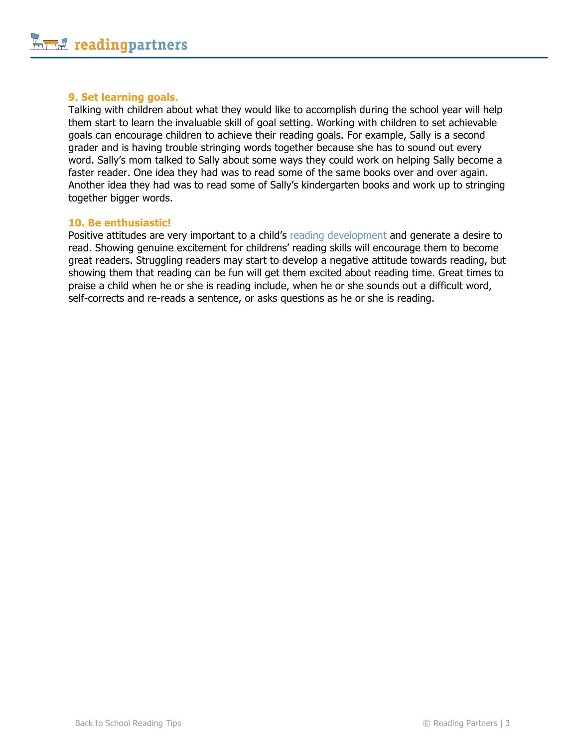**9. Set learning goals.**

Talking with children about what they would like to accomplish during the school year will help them start to learn the invaluable skill of goal setting. Working with children to set achievable goals can encourage children to achieve their reading goals. For example, Sally is a second grader and is having trouble stringing words together because she has to sound out every word. Sally's mom talked to Sally about some ways they could work on helping Sally become a faster reader. One idea they had was to read some of the same books over and over again. Another idea they had was to read some of Sally's kindergarten books and work up to stringing together bigger words.

**10. Be enthusiastic!**

Positive attitudes are very important to a child's reading development and generate a desire to read. Showing genuine excitement for childrens' reading skills will encourage them to become great readers. Struggling readers may start to develop a negative attitude towards reading, but showing them that reading can be fun will get them excited about reading time. Great times to praise a child when he or she is reading include, when he or she sounds out a difficult word, self-corrects and re-reads a sentence, or asks questions as he or she is reading.